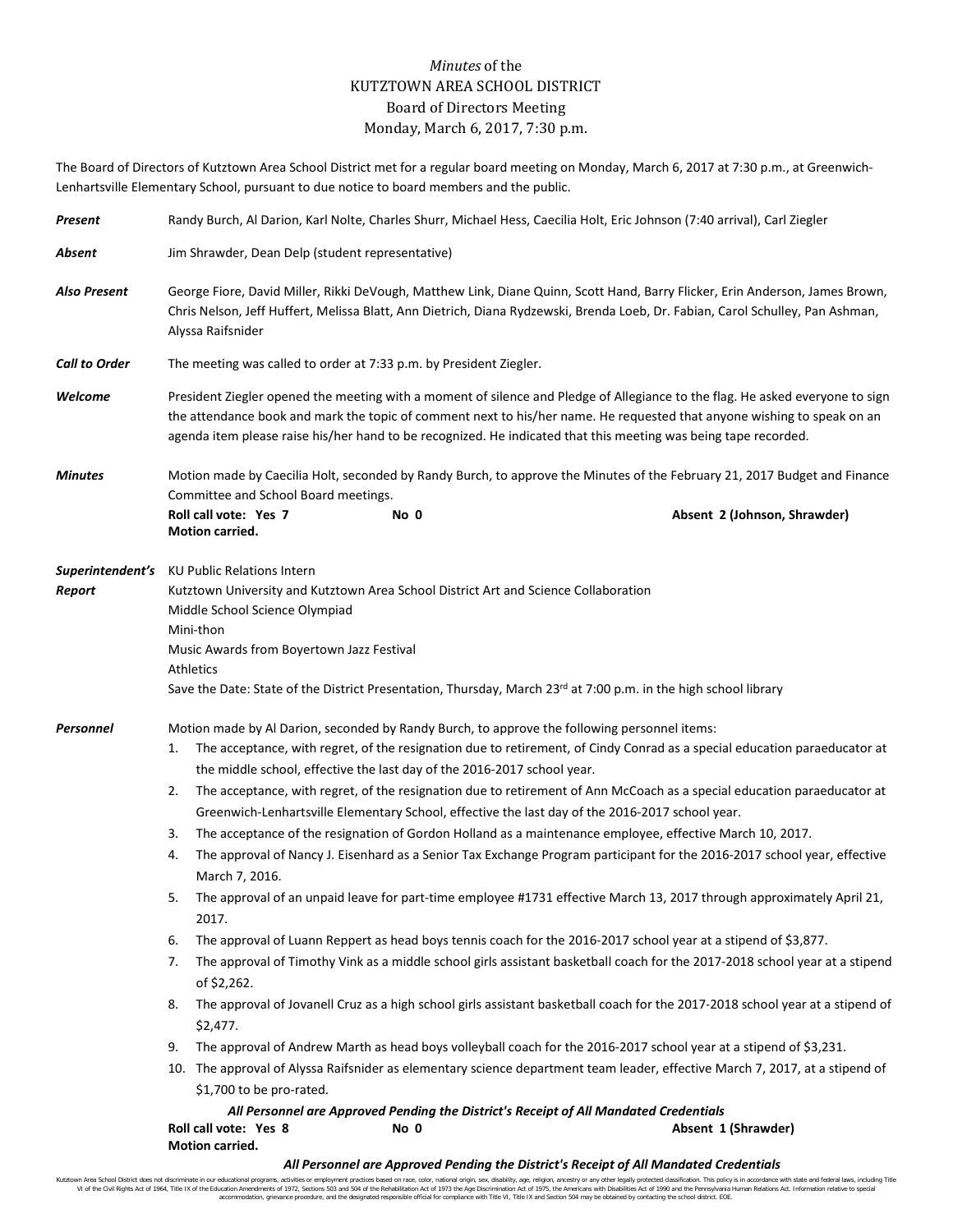# *Minutes* of the KUTZTOWN AREA SCHOOL DISTRICT Board of Directors Meeting Monday, March 6, 2017, 7:30 p.m.

The Board of Directors of Kutztown Area School District met for a regular board meeting on Monday, March 6, 2017 at 7:30 p.m., at Greenwich-Lenhartsville Elementary School, pursuant to due notice to board members and the public.

***Present*** Randy Burch, Al Darion, Karl Nolte, Charles Shurr, Michael Hess, Caecilia Holt, Eric Johnson (7:40 arrival), Carl Ziegler

***Absent*** Jim Shrawder, Dean Delp (student representative)

***Also Present*** George Fiore, David Miller, Rikki DeVough, Matthew Link, Diane Quinn, Scott Hand, Barry Flicker, Erin Anderson, James Brown, Chris Nelson, Jeff Huffert, Melissa Blatt, Ann Dietrich, Diana Rydzewski, Brenda Loeb, Dr. Fabian, Carol Schulley, Pan Ashman, Alyssa Raifsnider

***Call to Order*** The meeting was called to order at 7:33 p.m. by President Ziegler.

***Welcome*** President Ziegler opened the meeting with a moment of silence and Pledge of Allegiance to the flag. He asked everyone to sign the attendance book and mark the topic of comment next to his/her name. He requested that anyone wishing to speak on an agenda item please raise his/her hand to be recognized. He indicated that this meeting was being tape recorded.

***Minutes*** Motion made by Caecilia Holt, seconded by Randy Burch, to approve the Minutes of the February 21, 2017 Budget and Finance Committee and School Board meetings.

**Roll call vote: Yes 7** **No 0** **Absent 2 (Johnson, Shrawder)**
**Motion carried.**

***Superintendent's Report***
KU Public Relations Intern
Kutztown University and Kutztown Area School District Art and Science Collaboration
Middle School Science Olympiad
Mini-thon
Music Awards from Boyertown Jazz Festival
Athletics
Save the Date: State of the District Presentation, Thursday, March 23rd at 7:00 p.m. in the high school library

***Personnel*** Motion made by Al Darion, seconded by Randy Burch, to approve the following personnel items:

1. The acceptance, with regret, of the resignation due to retirement, of Cindy Conrad as a special education paraeducator at the middle school, effective the last day of the 2016-2017 school year.
2. The acceptance, with regret, of the resignation due to retirement of Ann McCoach as a special education paraeducator at Greenwich-Lenhartsville Elementary School, effective the last day of the 2016-2017 school year.
3. The acceptance of the resignation of Gordon Holland as a maintenance employee, effective March 10, 2017.
4. The approval of Nancy J. Eisenhard as a Senior Tax Exchange Program participant for the 2016-2017 school year, effective March 7, 2016.
5. The approval of an unpaid leave for part-time employee #1731 effective March 13, 2017 through approximately April 21, 2017.
6. The approval of Luann Reppert as head boys tennis coach for the 2016-2017 school year at a stipend of $3,877.
7. The approval of Timothy Vink as a middle school girls assistant basketball coach for the 2017-2018 school year at a stipend of $2,262.
8. The approval of Jovanell Cruz as a high school girls assistant basketball coach for the 2017-2018 school year at a stipend of $2,477.
9. The approval of Andrew Marth as head boys volleyball coach for the 2016-2017 school year at a stipend of $3,231.
10. The approval of Alyssa Raifsnider as elementary science department team leader, effective March 7, 2017, at a stipend of $1,700 to be pro-rated.

***All Personnel are Approved Pending the District's Receipt of All Mandated Credentials***

**Roll call vote: Yes 8** **No 0** **Absent 1 (Shrawder)**
**Motion carried.**

***All Personnel are Approved Pending the District's Receipt of All Mandated Credentials***

Kutztown Area School District does not discriminate in our educational programs, activities or employment practices based on race, color, national origin, sex, disability, age, religion, ancestry or any other legally protected classification. This policy is in accordance with state and federal laws, including Title VI of the Civil Rights Act of 1964, Title IX of the Education Amendments of 1972, Sections 503 and 504 of the Rehabilitation Act of 1973 the Age Discrimination Act of 1975, the Americans with Disabilities Act of 1990 and the Pennsylvania Human Relations Act. Information relative to special accommodation, grievance procedure, and the designated responsible official for compliance with Title VI, Title IX and Section 504 may be obtained by contacting the school district. EOE.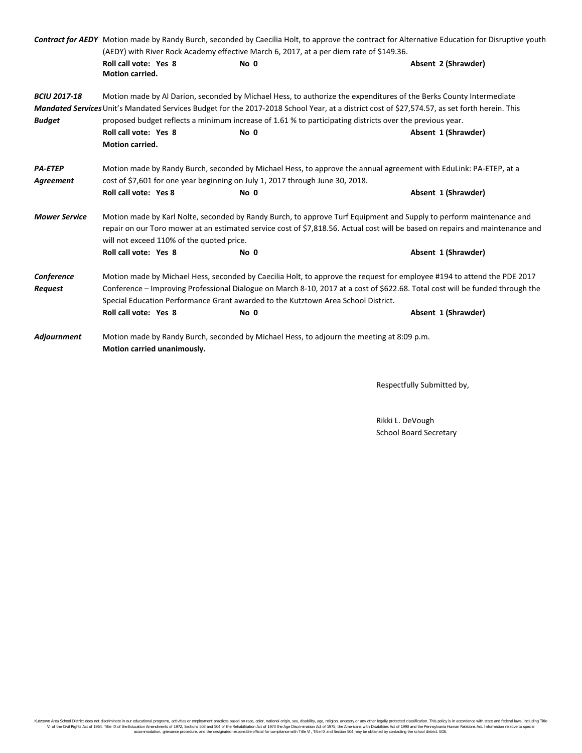**Contract for AEDY** Motion made by Randy Burch, seconded by Caecilia Holt, to approve the contract for Alternative Education for Disruptive youth (AEDY) with River Rock Academy effective March 6, 2017, at a per diem rate of $149.36.

**Roll call vote: Yes 8** **No 0** **Absent 2 (Shrawder)**
**Motion carried.**

***BCIU 2017-18 Mandated Services Budget*** Motion made by Al Darion, seconded by Michael Hess, to authorize the expenditures of the Berks County Intermediate Unit's Mandated Services Budget for the 2017-2018 School Year, at a district cost of $27,574.57, as set forth herein. This proposed budget reflects a minimum increase of 1.61 % to participating districts over the previous year.

**Roll call vote: Yes 8** **No 0** **Absent 1 (Shrawder)**
**Motion carried.**

***PA-ETEP Agreement*** Motion made by Randy Burch, seconded by Michael Hess, to approve the annual agreement with EduLink: PA-ETEP, at a cost of $7,601 for one year beginning on July 1, 2017 through June 30, 2018.

**Roll call vote: Yes 8** **No 0** **Absent 1 (Shrawder)**

***Mower Service*** Motion made by Karl Nolte, seconded by Randy Burch, to approve Turf Equipment and Supply to perform maintenance and repair on our Toro mower at an estimated service cost of $7,818.56. Actual cost will be based on repairs and maintenance and will not exceed 110% of the quoted price.

**Roll call vote: Yes 8** **No 0** **Absent 1 (Shrawder)**

***Conference Request*** Motion made by Michael Hess, seconded by Caecilia Holt, to approve the request for employee #194 to attend the PDE 2017 Conference – Improving Professional Dialogue on March 8-10, 2017 at a cost of $622.68. Total cost will be funded through the Special Education Performance Grant awarded to the Kutztown Area School District.

**Roll call vote: Yes 8** **No 0** **Absent 1 (Shrawder)**

***Adjournment*** Motion made by Randy Burch, seconded by Michael Hess, to adjourn the meeting at 8:09 p.m.
**Motion carried unanimously.**

Respectfully Submitted by,

Rikki L. DeVough
School Board Secretary

Kutztown Area School District does not discriminate in our educational programs, activities or employment practices based on race, color, national origin, sex, disability, age, religion, ancestry or any other legally protected classification. This policy is in accordance with state and federal laws, including Title VI of the Civil Rights Act of 1964, Title IX of the Education Amendments of 1972, Sections 503 and 504 of the Rehabilitation Act of 1973 the Age Discrimination Act of 1975, the Americans with Disabilities Act of 1990 and the Pennsylvania Human Relations Act. Information relative to special accommodation, grievance procedure, and the designated responsible official for compliance with Title VI, Title IX and Section 504 may be obtained by contacting the school district. EOE.